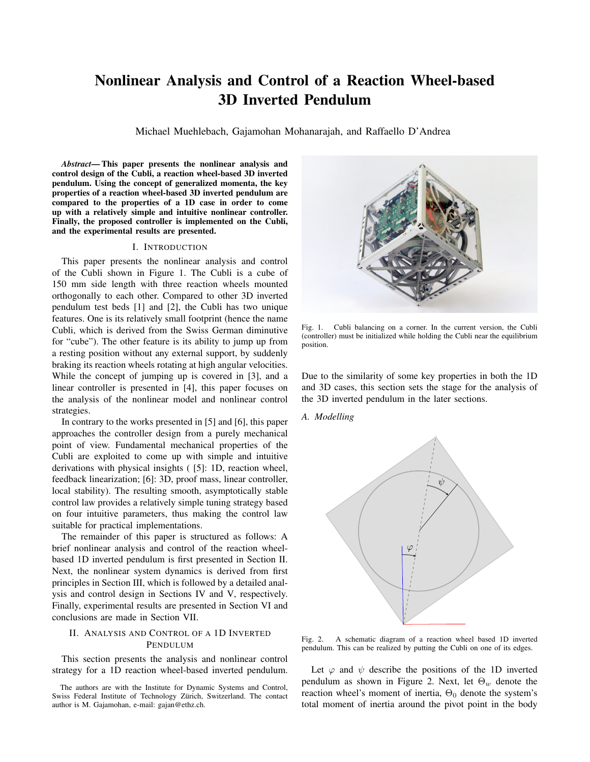# Nonlinear Analysis and Control of a Reaction Wheel-based 3D Inverted Pendulum

Michael Muehlebach, Gajamohan Mohanarajah, and Raffaello D'Andrea

***Abstract*— This paper presents the nonlinear analysis and control design of the Cubli, a reaction wheel-based 3D inverted pendulum. Using the concept of generalized momenta, the key properties of a reaction wheel-based 3D inverted pendulum are compared to the properties of a 1D case in order to come up with a relatively simple and intuitive nonlinear controller. Finally, the proposed controller is implemented on the Cubli, and the experimental results are presented.**

## I. Introduction

This paper presents the nonlinear analysis and control of the Cubli shown in Figure 1. The Cubli is a cube of 150 mm side length with three reaction wheels mounted orthogonally to each other. Compared to other 3D inverted pendulum test beds [1] and [2], the Cubli has two unique features. One is its relatively small footprint (hence the name Cubli, which is derived from the Swiss German diminutive for "cube"). The other feature is its ability to jump up from a resting position without any external support, by suddenly braking its reaction wheels rotating at high angular velocities. While the concept of jumping up is covered in [3], and a linear controller is presented in [4], this paper focuses on the analysis of the nonlinear model and nonlinear control strategies.

In contrary to the works presented in [5] and [6], this paper approaches the controller design from a purely mechanical point of view. Fundamental mechanical properties of the Cubli are exploited to come up with simple and intuitive derivations with physical insights ( [5]: 1D, reaction wheel, feedback linearization; [6]: 3D, proof mass, linear controller, local stability). The resulting smooth, asymptotically stable control law provides a relatively simple tuning strategy based on four intuitive parameters, thus making the control law suitable for practical implementations.

The remainder of this paper is structured as follows: A brief nonlinear analysis and control of the reaction wheel-based 1D inverted pendulum is first presented in Section II. Next, the nonlinear system dynamics is derived from first principles in Section III, which is followed by a detailed analysis and control design in Sections IV and V, respectively. Finally, experimental results are presented in Section VI and conclusions are made in Section VII.

## II. Analysis and Control of a 1D Inverted Pendulum

This section presents the analysis and nonlinear control strategy for a 1D reaction wheel-based inverted pendulum.

The authors are with the Institute for Dynamic Systems and Control, Swiss Federal Institute of Technology Zürich, Switzerland. The contact author is M. Gajamohan, e-mail: gajan@ethz.ch.

Fig. 1. Cubli balancing on a corner. In the current version, the Cubli (controller) must be initialized while holding the Cubli near the equilibrium position.

Due to the similarity of some key properties in both the 1D and 3D cases, this section sets the stage for the analysis of the 3D inverted pendulum in the later sections.

### A. Modelling

Fig. 2. A schematic diagram of a reaction wheel based 1D inverted pendulum. This can be realized by putting the Cubli on one of its edges.

Let $\varphi$ and $\psi$ describe the positions of the 1D inverted pendulum as shown in Figure 2. Next, let $\Theta_w$ denote the reaction wheel's moment of inertia, $\Theta_0$ denote the system's total moment of inertia around the pivot point in the body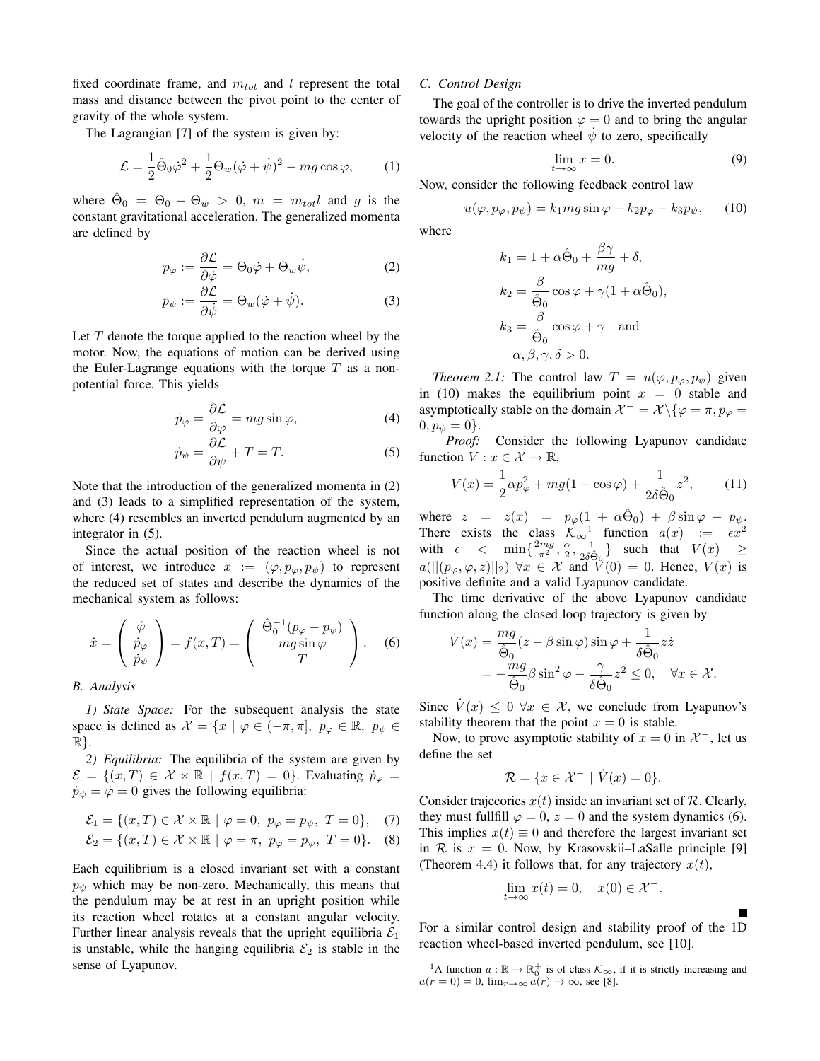fixed coordinate frame, and $m_{tot}$ and $l$ represent the total mass and distance between the pivot point to the center of gravity of the whole system.

The Lagrangian [7] of the system is given by:

$$\mathcal{L} = \frac{1}{2}\hat{\Theta}_0\dot{\varphi}^2 + \frac{1}{2}\Theta_w(\dot{\varphi} + \dot{\psi})^2 - mg\cos\varphi, \tag{1}$$

where $\hat{\Theta}_0 = \Theta_0 - \Theta_w > 0$, $m = m_{tot}l$ and $g$ is the constant gravitational acceleration. The generalized momenta are defined by

$$p_\varphi := \frac{\partial \mathcal{L}}{\partial \dot{\varphi}} = \Theta_0\dot{\varphi} + \Theta_w\dot{\psi}, \tag{2}$$

$$p_\psi := \frac{\partial \mathcal{L}}{\partial \dot{\psi}} = \Theta_w(\dot{\varphi} + \dot{\psi}). \tag{3}$$

Let $T$ denote the torque applied to the reaction wheel by the motor. Now, the equations of motion can be derived using the Euler-Lagrange equations with the torque $T$ as a non-potential force. This yields

$$\dot{p}_\varphi = \frac{\partial \mathcal{L}}{\partial \varphi} = mg\sin\varphi, \tag{4}$$

$$\dot{p}_\psi = \frac{\partial \mathcal{L}}{\partial \psi} + T = T. \tag{5}$$

Note that the introduction of the generalized momenta in (2) and (3) leads to a simplified representation of the system, where (4) resembles an inverted pendulum augmented by an integrator in (5).

Since the actual position of the reaction wheel is not of interest, we introduce $x := (\varphi, p_\varphi, p_\psi)$ to represent the reduced set of states and describe the dynamics of the mechanical system as follows:

$$\dot{x} = \begin{pmatrix} \dot{\varphi} \\ \dot{p}_\varphi \\ \dot{p}_\psi \end{pmatrix} = f(x, T) = \begin{pmatrix} \hat{\Theta}_0^{-1}(p_\varphi - p_\psi) \\ mg\sin\varphi \\ T \end{pmatrix}. \tag{6}$$

### B. Analysis

*1) State Space:* For the subsequent analysis the state space is defined as $\mathcal{X} = \{x \mid \varphi \in (-\pi, \pi],\ p_\varphi \in \mathbb{R},\ p_\psi \in \mathbb{R}\}$.

*2) Equilibria:* The equilibria of the system are given by $\mathcal{E} = \{(x, T) \in \mathcal{X} \times \mathbb{R} \mid f(x, T) = 0\}$. Evaluating $\dot{p}_\varphi = \dot{p}_\psi = \dot{\varphi} = 0$ gives the following equilibria:

$$\mathcal{E}_1 = \{(x, T) \in \mathcal{X} \times \mathbb{R} \mid \varphi = 0,\ p_\varphi = p_\psi,\ T = 0\}, \tag{7}$$

$$\mathcal{E}_2 = \{(x, T) \in \mathcal{X} \times \mathbb{R} \mid \varphi = \pi,\ p_\varphi = p_\psi,\ T = 0\}. \tag{8}$$

Each equilibrium is a closed invariant set with a constant $p_\psi$ which may be non-zero. Mechanically, this means that the pendulum may be at rest in an upright position while its reaction wheel rotates at a constant angular velocity. Further linear analysis reveals that the upright equilibria $\mathcal{E}_1$ is unstable, while the hanging equilibria $\mathcal{E}_2$ is stable in the sense of Lyapunov.

### C. Control Design

The goal of the controller is to drive the inverted pendulum towards the upright position $\varphi = 0$ and to bring the angular velocity of the reaction wheel $\dot{\psi}$ to zero, specifically

$$\lim_{t\to\infty} x = 0. \tag{9}$$

Now, consider the following feedback control law

$$u(\varphi, p_\varphi, p_\psi) = k_1 mg\sin\varphi + k_2 p_\varphi - k_3 p_\psi, \tag{10}$$

where

$$\begin{aligned} k_1 &= 1 + \alpha\hat{\Theta}_0 + \frac{\beta\gamma}{mg} + \delta, \\ k_2 &= \frac{\beta}{\hat{\Theta}_0}\cos\varphi + \gamma(1 + \alpha\hat{\Theta}_0), \\ k_3 &= \frac{\beta}{\hat{\Theta}_0}\cos\varphi + \gamma \quad \text{and} \\ &\alpha, \beta, \gamma, \delta > 0. \end{aligned}$$

*Theorem 2.1:* The control law $T = u(\varphi, p_\varphi, p_\psi)$ given in (10) makes the equilibrium point $x = 0$ stable and asymptotically stable on the domain $\mathcal{X}^- = \mathcal{X}\backslash\{\varphi = \pi, p_\varphi = 0, p_\psi = 0\}$.

*Proof:* Consider the following Lyapunov candidate function $V : x \in \mathcal{X} \to \mathbb{R}$,

$$V(x) = \frac{1}{2}\alpha p_\varphi^2 + mg(1 - \cos\varphi) + \frac{1}{2\delta\hat{\Theta}_0}z^2, \tag{11}$$

where $z = z(x) = p_\varphi(1 + \alpha\hat{\Theta}_0) + \beta\sin\varphi - p_\psi$. There exists the class $\mathcal{K}_\infty$[1] function $a(x) := \epsilon x^2$ with $\epsilon < \min\{\frac{2mg}{\pi^2}, \frac{\alpha}{2}, \frac{1}{2\delta\hat{\Theta}_0}\}$ such that $V(x) \geq a(||(p_\varphi, \varphi, z)||_2)\ \forall x \in \mathcal{X}$ and $V(0) = 0$. Hence, $V(x)$ is positive definite and a valid Lyapunov candidate.

The time derivative of the above Lyapunov candidate function along the closed loop trajectory is given by

$$\begin{aligned} \dot{V}(x) &= \frac{mg}{\hat{\Theta}_0}(z - \beta\sin\varphi)\sin\varphi + \frac{1}{\delta\hat{\Theta}_0}z\dot{z} \\ &= -\frac{mg}{\hat{\Theta}_0}\beta\sin^2\varphi - \frac{\gamma}{\delta\hat{\Theta}_0}z^2 \leq 0, \quad \forall x \in \mathcal{X}. \end{aligned}$$

Since $\dot{V}(x) \leq 0\ \forall x \in \mathcal{X}$, we conclude from Lyapunov's stability theorem that the point $x = 0$ is stable.

Now, to prove asymptotic stability of $x = 0$ in $\mathcal{X}^-$, let us define the set

$$\mathcal{R} = \{x \in \mathcal{X}^- \mid \dot{V}(x) = 0\}.$$

Consider trajecories $x(t)$ inside an invariant set of $\mathcal{R}$. Clearly, they must fullfill $\varphi = 0$, $z = 0$ and the system dynamics (6). This implies $x(t) \equiv 0$ and therefore the largest invariant set in $\mathcal{R}$ is $x = 0$. Now, by Krasovskii–LaSalle principle [9] (Theorem 4.4) it follows that, for any trajectory $x(t)$,

$$\lim_{t\to\infty} x(t) = 0, \quad x(0) \in \mathcal{X}^-.$$

■

For a similar control design and stability proof of the 1D reaction wheel-based inverted pendulum, see [10].

[1] A function $a : \mathbb{R} \to \mathbb{R}_0^+$ is of class $\mathcal{K}_\infty$, if it is strictly increasing and $a(r = 0) = 0$, $\lim_{r\to\infty} a(r) \to \infty$, see [8].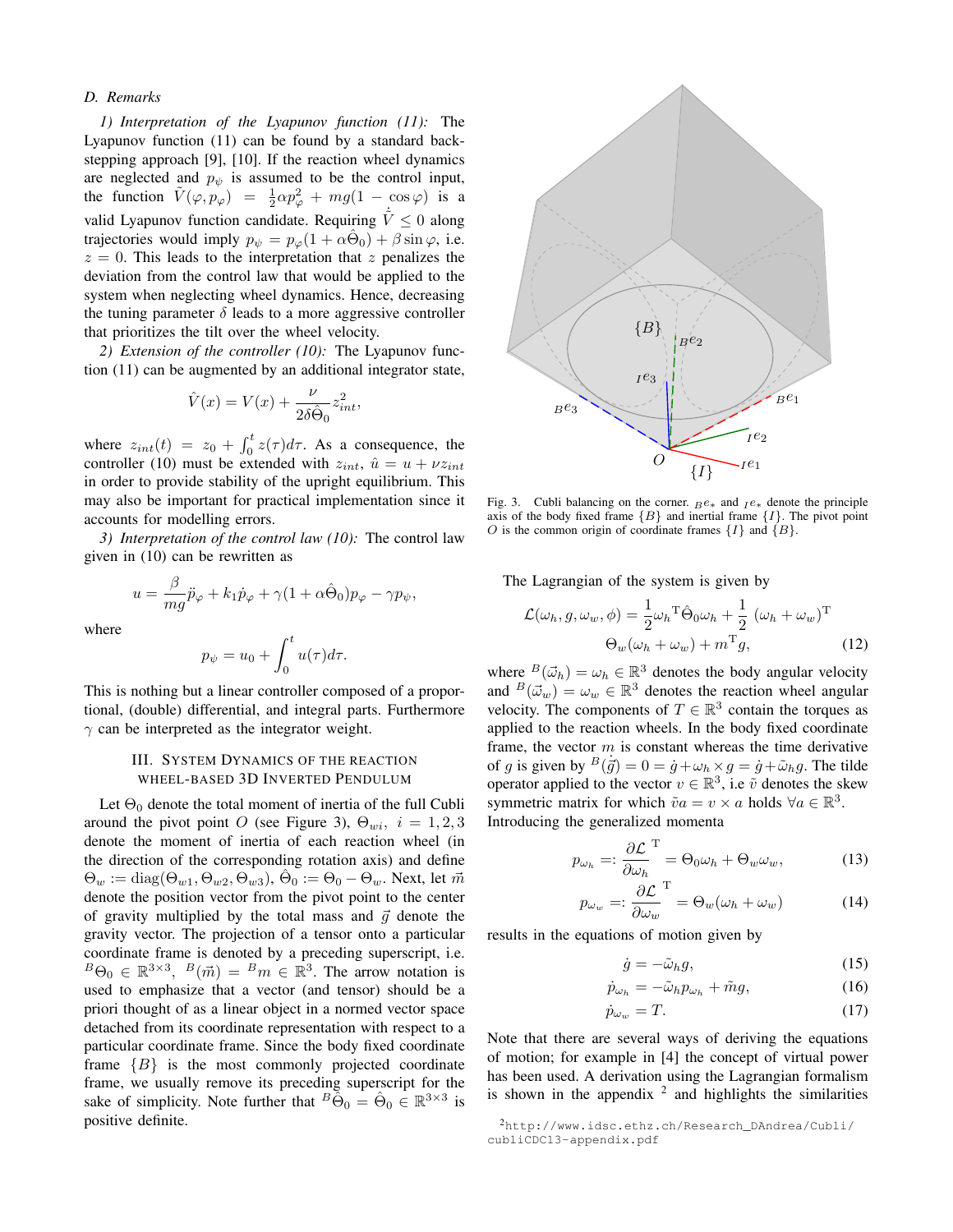### D. Remarks

*1) Interpretation of the Lyapunov function (11):* The Lyapunov function (11) can be found by a standard backstepping approach [9], [10]. If the reaction wheel dynamics are neglected and $p_\psi$ is assumed to be the control input, the function $\tilde{V}(\varphi, p_\varphi) = \frac{1}{2}\alpha p_\varphi^2 + mg(1 - \cos\varphi)$ is a valid Lyapunov function candidate. Requiring $\dot{\tilde{V}} \leq 0$ along trajectories would imply $p_\psi = p_\varphi(1 + \alpha\hat{\Theta}_0) + \beta \sin\varphi$, i.e. $z = 0$. This leads to the interpretation that $z$ penalizes the deviation from the control law that would be applied to the system when neglecting wheel dynamics. Hence, decreasing the tuning parameter $\delta$ leads to a more aggressive controller that prioritizes the tilt over the wheel velocity.

*2) Extension of the controller (10):* The Lyapunov function (11) can be augmented by an additional integrator state,

$$\hat{V}(x) = V(x) + \frac{\nu}{2\delta\hat{\Theta}_0} z_{int}^2,$$

where $z_{int}(t) = z_0 + \int_0^t z(\tau)d\tau$. As a consequence, the controller (10) must be extended with $z_{int}$, $\hat{u} = u + \nu z_{int}$ in order to provide stability of the upright equilibrium. This may also be important for practical implementation since it accounts for modelling errors.

*3) Interpretation of the control law (10):* The control law given in (10) can be rewritten as

$$u = \frac{\beta}{mg}\ddot{p}_\varphi + k_1 \dot{p}_\varphi + \gamma(1 + \alpha\hat{\Theta}_0)p_\varphi - \gamma p_\psi,$$

where

$$p_\psi = u_0 + \int_0^t u(\tau)d\tau.$$

This is nothing but a linear controller composed of a proportional, (double) differential, and integral parts. Furthermore $\gamma$ can be interpreted as the integrator weight.

## III. System Dynamics of the Reaction Wheel-Based 3D Inverted Pendulum

Let $\Theta_0$ denote the total moment of inertia of the full Cubli around the pivot point $O$ (see Figure 3), $\Theta_{wi},\ i = 1, 2, 3$ denote the moment of inertia of each reaction wheel (in the direction of the corresponding rotation axis) and define $\Theta_w := \text{diag}(\Theta_{w1}, \Theta_{w2}, \Theta_{w3})$, $\hat{\Theta}_0 := \Theta_0 - \Theta_w$. Next, let $\vec{m}$ denote the position vector from the pivot point to the center of gravity multiplied by the total mass and $\vec{g}$ denote the gravity vector. The projection of a tensor onto a particular coordinate frame is denoted by a preceding superscript, i.e. ${}^B\Theta_0 \in \mathbb{R}^{3\times3}$, ${}^B(\vec{m}) = {}^B m \in \mathbb{R}^3$. The arrow notation is used to emphasize that a vector (and tensor) should be a priori thought of as a linear object in a normed vector space detached from its coordinate representation with respect to a particular coordinate frame. Since the body fixed coordinate frame $\{B\}$ is the most commonly projected coordinate frame, we usually remove its preceding superscript for the sake of simplicity. Note further that ${}^B\hat{\Theta}_0 = \hat{\Theta}_0 \in \mathbb{R}^{3\times3}$ is positive definite.

Fig. 3. Cubli balancing on the corner. ${}_Be_*$ and ${}_Ie_*$ denote the principle axis of the body fixed frame $\{B\}$ and inertial frame $\{I\}$. The pivot point $O$ is the common origin of coordinate frames $\{I\}$ and $\{B\}$.

The Lagrangian of the system is given by

$$\mathcal{L}(\omega_h, g, \omega_w, \phi) = \frac{1}{2}\omega_h{}^{\mathrm{T}}\hat{\Theta}_0\omega_h + \frac{1}{2}\,(\omega_h + \omega_w)^{\mathrm{T}} \Theta_w(\omega_h + \omega_w) + m^{\mathrm{T}}g, \tag{12}$$

where ${}^B(\vec{\omega}_h) = \omega_h \in \mathbb{R}^3$ denotes the body angular velocity and ${}^B(\vec{\omega}_w) = \omega_w \in \mathbb{R}^3$ denotes the reaction wheel angular velocity. The components of $T \in \mathbb{R}^3$ contain the torques as applied to the reaction wheels. In the body fixed coordinate frame, the vector $m$ is constant whereas the time derivative of $g$ is given by ${}^B(\dot{\vec{g}}) = 0 = \dot{g} + \omega_h \times g = \dot{g} + \tilde{\omega}_h g$. The tilde operator applied to the vector $v \in \mathbb{R}^3$, i.e $\tilde{v}$ denotes the skew symmetric matrix for which $\tilde{v}a = v \times a$ holds $\forall a \in \mathbb{R}^3$. Introducing the generalized momenta

$$p_{\omega_h} =: \frac{\partial\mathcal{L}}{\partial\omega_h}^{\mathrm{T}} = \Theta_0\omega_h + \Theta_w\omega_w, \tag{13}$$

$$p_{\omega_w} =: \frac{\partial\mathcal{L}}{\partial\omega_w}^{\mathrm{T}} = \Theta_w(\omega_h + \omega_w) \tag{14}$$

results in the equations of motion given by

$$\dot{g} = -\tilde{\omega}_h g, \tag{15}$$

$$\dot{p}_{\omega_h} = -\tilde{\omega}_h p_{\omega_h} + \tilde{m}g, \tag{16}$$

$$\dot{p}_{\omega_w} = T. \tag{17}$$

Note that there are several ways of deriving the equations of motion; for example in [4] the concept of virtual power has been used. A derivation using the Lagrangian formalism is shown in the appendix [2] and highlights the similarities

[2] http://www.idsc.ethz.ch/Research_DAndrea/Cubli/cubliCDC13-appendix.pdf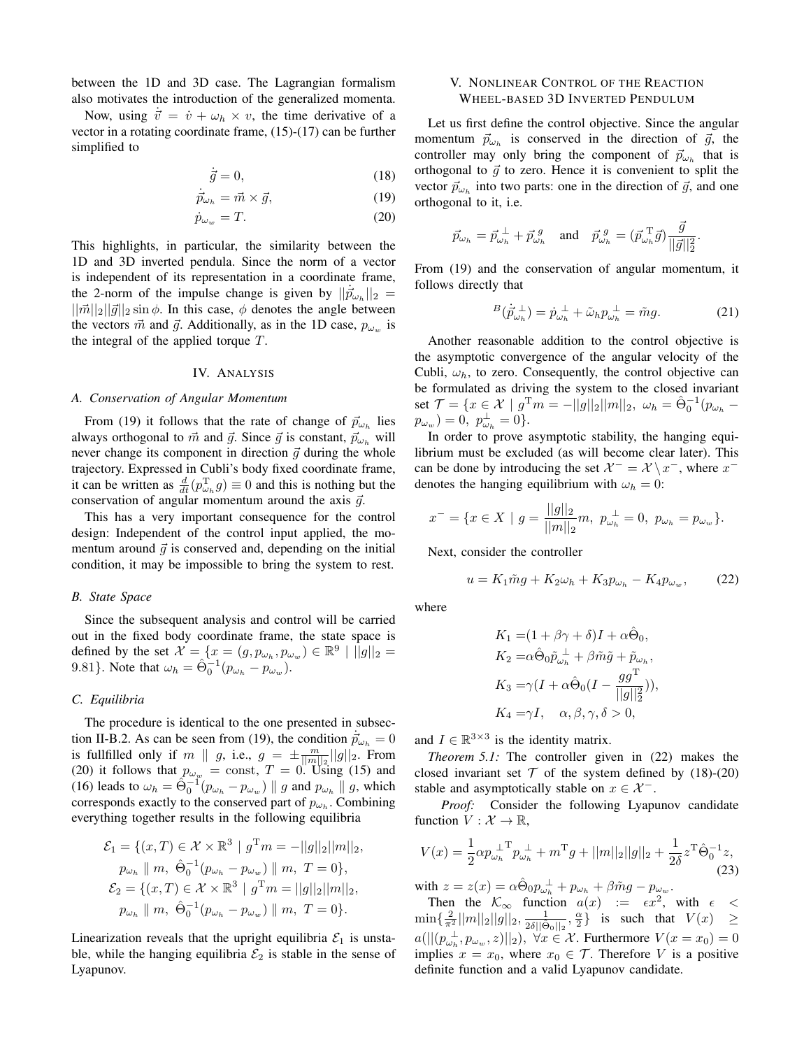between the 1D and 3D case. The Lagrangian formalism also motivates the introduction of the generalized momenta.

Now, using $\dot{\vec{v}} = \dot{v} + \omega_h \times v$, the time derivative of a vector in a rotating coordinate frame, (15)-(17) can be further simplified to

$$\dot{\vec{g}} = 0, \tag{18}$$

$$\dot{\vec{p}}_{\omega_h} = \vec{m} \times \vec{g}, \tag{19}$$

$$\dot{p}_{\omega_w} = T. \tag{20}$$

This highlights, in particular, the similarity between the 1D and 3D inverted pendula. Since the norm of a vector is independent of its representation in a coordinate frame, the 2-norm of the impulse change is given by $||\dot{\vec{p}}_{\omega_h}||_2 = ||\vec{m}||_2||\vec{g}||_2 \sin\phi$. In this case, $\phi$ denotes the angle between the vectors $\vec{m}$ and $\vec{g}$. Additionally, as in the 1D case, $p_{\omega_w}$ is the integral of the applied torque $T$.

## IV. Analysis

### A. Conservation of Angular Momentum

From (19) it follows that the rate of change of $\vec{p}_{\omega_h}$ lies always orthogonal to $\vec{m}$ and $\vec{g}$. Since $\vec{g}$ is constant, $\vec{p}_{\omega_h}$ will never change its component in direction $\vec{g}$ during the whole trajectory. Expressed in Cubli's body fixed coordinate frame, it can be written as $\frac{d}{dt}(p_{\omega_h}^{\mathrm{T}} g) \equiv 0$ and this is nothing but the conservation of angular momentum around the axis $\vec{g}$.

This has a very important consequence for the control design: Independent of the control input applied, the momentum around $\vec{g}$ is conserved and, depending on the initial condition, it may be impossible to bring the system to rest.

### B. State Space

Since the subsequent analysis and control will be carried out in the fixed body coordinate frame, the state space is defined by the set $\mathcal{X} = \{x = (g, p_{\omega_h}, p_{\omega_w}) \in \mathbb{R}^9 \mid ||g||_2 = 9.81\}$. Note that $\omega_h = \hat{\Theta}_0^{-1}(p_{\omega_h} - p_{\omega_w})$.

### C. Equilibria

The procedure is identical to the one presented in subsection II-B.2. As can be seen from (19), the condition $\dot{\vec{p}}_{\omega_h} = 0$ is fullfilled only if $m \parallel g$, i.e., $g = \pm\frac{m}{||m||_2}||g||_2$. From (20) it follows that $p_{\omega_w} = \text{const}$, $T = 0$. Using (15) and (16) leads to $\omega_h = \hat{\Theta}_0^{-1}(p_{\omega_h} - p_{\omega_w}) \parallel g$ and $p_{\omega_h} \parallel g$, which corresponds exactly to the conserved part of $p_{\omega_h}$. Combining everything together results in the following equilibria

$$\begin{aligned}
\mathcal{E}_1 = \{(x,T) \in \mathcal{X} \times \mathbb{R}^3 \mid\ & g^{\mathrm{T}} m = -||g||_2||m||_2, \\
& p_{\omega_h} \parallel m,\ \hat{\Theta}_0^{-1}(p_{\omega_h} - p_{\omega_w}) \parallel m,\ T = 0\}, \\
\mathcal{E}_2 = \{(x,T) \in \mathcal{X} \times \mathbb{R}^3 \mid\ & g^{\mathrm{T}} m = ||g||_2||m||_2, \\
& p_{\omega_h} \parallel m,\ \hat{\Theta}_0^{-1}(p_{\omega_h} - p_{\omega_w}) \parallel m,\ T = 0\}.
\end{aligned}$$

Linearization reveals that the upright equilibria $\mathcal{E}_1$ is unstable, while the hanging equilibria $\mathcal{E}_2$ is stable in the sense of Lyapunov.

## V. Nonlinear Control of the Reaction Wheel-based 3D Inverted Pendulum

Let us first define the control objective. Since the angular momentum $\vec{p}_{\omega_h}$ is conserved in the direction of $\vec{g}$, the controller may only bring the component of $\vec{p}_{\omega_h}$ that is orthogonal to $\vec{g}$ to zero. Hence it is convenient to split the vector $\vec{p}_{\omega_h}$ into two parts: one in the direction of $\vec{g}$, and one orthogonal to it, i.e.

$$\vec{p}_{\omega_h} = \vec{p}_{\omega_h}^{\,\perp} + \vec{p}_{\omega_h}^{\,g} \quad \text{and} \quad \vec{p}_{\omega_h}^{\,g} = (\vec{p}_{\omega_h}^{\,\mathrm{T}}\vec{g})\frac{\vec{g}}{||\vec{g}||_2^2}.$$

From (19) and the conservation of angular momentum, it follows directly that

$$^{B}(\dot{\vec{p}}_{\omega_h}^{\,\perp}) = \dot{p}_{\omega_h}^{\,\perp} + \tilde{\omega}_h p_{\omega_h}^{\,\perp} = \tilde{m} g. \tag{21}$$

Another reasonable addition to the control objective is the asymptotic convergence of the angular velocity of the Cubli, $\omega_h$, to zero. Consequently, the control objective can be formulated as driving the system to the closed invariant set $\mathcal{T} = \{x \in \mathcal{X} \mid g^{\mathrm{T}} m = -||g||_2||m||_2,\ \omega_h = \hat{\Theta}_0^{-1}(p_{\omega_h} - p_{\omega_w}) = 0,\ p_{\omega_h}^{\perp} = 0\}$.

In order to prove asymptotic stability, the hanging equilibrium must be excluded (as will become clear later). This can be done by introducing the set $\mathcal{X}^{-} = \mathcal{X} \setminus x^{-}$, where $x^{-}$ denotes the hanging equilibrium with $\omega_h = 0$:

$$x^{-} = \{x \in X \mid g = \frac{||g||_2}{||m||_2} m,\ p_{\omega_h}^{\,\perp} = 0,\ p_{\omega_h} = p_{\omega_w}\}.$$

Next, consider the controller

$$u = K_1 \tilde{m} g + K_2 \omega_h + K_3 p_{\omega_h} - K_4 p_{\omega_w}, \tag{22}$$

where

$$\begin{aligned}
K_1 &= (1 + \beta\gamma + \delta) I + \alpha\hat{\Theta}_0, \\
K_2 &= \alpha\hat{\Theta}_0 \tilde{p}_{\omega_h}^{\,\perp} + \beta\tilde{m}\tilde{g} + \tilde{p}_{\omega_h}, \\
K_3 &= \gamma(I + \alpha\hat{\Theta}_0(I - \frac{g g^{\mathrm{T}}}{||g||_2^2})), \\
K_4 &= \gamma I, \quad \alpha, \beta, \gamma, \delta > 0,
\end{aligned}$$

and $I \in \mathbb{R}^{3\times3}$ is the identity matrix.

*Theorem 5.1:* The controller given in (22) makes the closed invariant set $\mathcal{T}$ of the system defined by (18)-(20) stable and asymptotically stable on $x \in \mathcal{X}^{-}$.

*Proof:* Consider the following Lyapunov candidate function $V : \mathcal{X} \to \mathbb{R}$,

$$V(x) = \frac{1}{2}\alpha p_{\omega_h}^{\perp\,\mathrm{T}} p_{\omega_h}^{\,\perp} + m^{\mathrm{T}} g + ||m||_2||g||_2 + \frac{1}{2\delta} z^{\mathrm{T}} \hat{\Theta}_0^{-1} z, \tag{23}$$

with $z = z(x) = \alpha\hat{\Theta}_0 p_{\omega_h}^{\perp} + p_{\omega_h} + \beta\tilde{m}g - p_{\omega_w}$.

Then the $\mathcal{K}_\infty$ function $a(x) := \epsilon x^2$, with $\epsilon < \min\{\frac{2}{\pi^2}||m||_2||g||_2, \frac{1}{2\delta||\hat{\Theta}_0||_2}, \frac{\alpha}{2}\}$ is such that $V(x) \geq a(||(p_{\omega_h}^{\perp}, p_{\omega_w}, z)||_2)$, $\forall x \in \mathcal{X}$. Furthermore $V(x = x_0) = 0$ implies $x = x_0$, where $x_0 \in \mathcal{T}$. Therefore $V$ is a positive definite function and a valid Lyapunov candidate.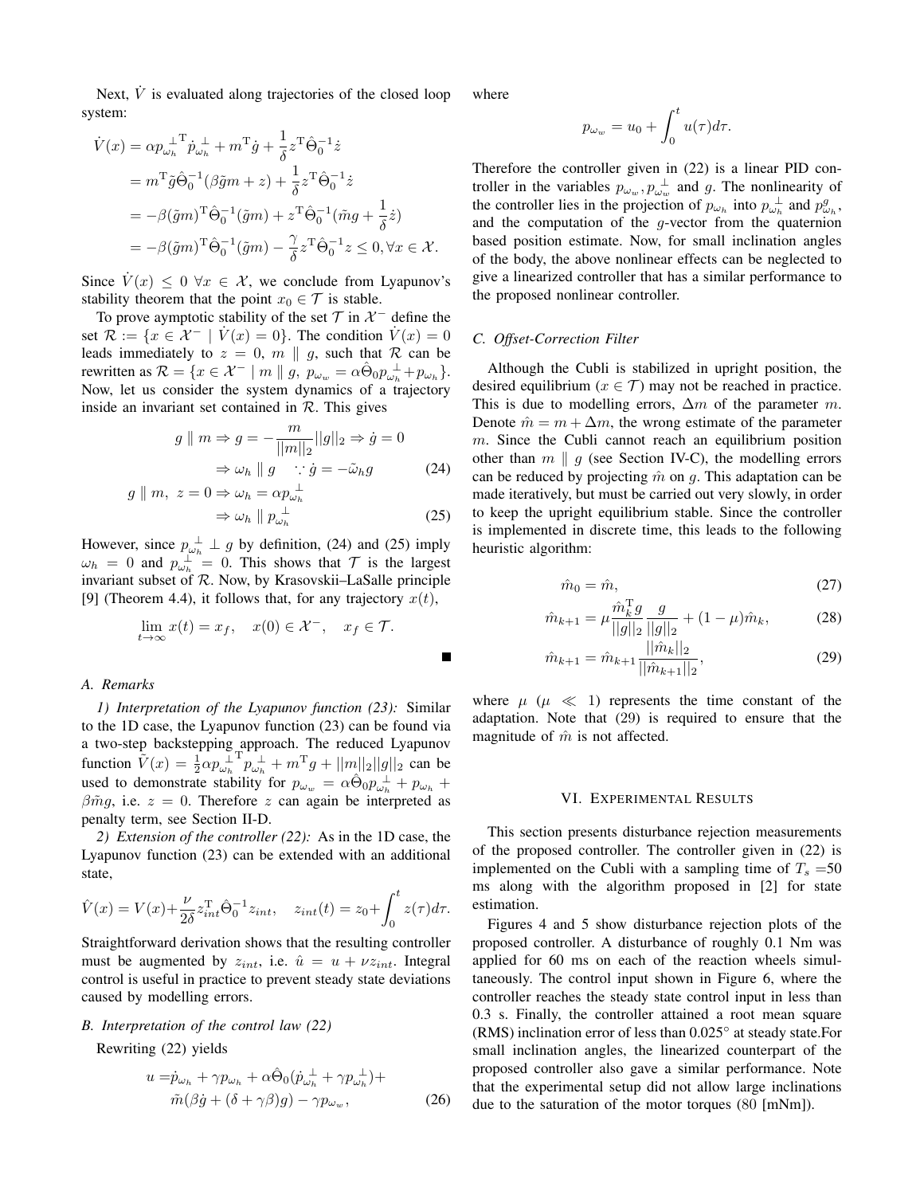Next, $\dot{V}$ is evaluated along trajectories of the closed loop system:

$$
\begin{aligned}
\dot{V}(x) &= \alpha {p_{\omega_h}^{\perp}}^{\mathrm{T}} \dot{p}_{\omega_h}^{\perp} + m^{\mathrm{T}} \dot{g} + \frac{1}{\delta} z^{\mathrm{T}} \hat{\Theta}_0^{-1} \dot{z} \\
&= m^{\mathrm{T}} \tilde{g} \hat{\Theta}_0^{-1} (\beta \tilde{g} m + z) + \frac{1}{\delta} z^{\mathrm{T}} \hat{\Theta}_0^{-1} \dot{z} \\
&= -\beta (\tilde{g} m)^{\mathrm{T}} \hat{\Theta}_0^{-1} (\tilde{g} m) + z^{\mathrm{T}} \hat{\Theta}_0^{-1} (\tilde{m} g + \frac{1}{\delta} \dot{z}) \\
&= -\beta (\tilde{g} m)^{\mathrm{T}} \hat{\Theta}_0^{-1} (\tilde{g} m) - \frac{\gamma}{\delta} z^{\mathrm{T}} \hat{\Theta}_0^{-1} z \leq 0, \forall x \in \mathcal{X}.
\end{aligned}
$$

Since $\dot{V}(x) \leq 0 \ \forall x \in \mathcal{X}$, we conclude from Lyapunov's stability theorem that the point $x_0 \in \mathcal{T}$ is stable.

To prove aymptotic stability of the set $\mathcal{T}$ in $\mathcal{X}^-$ define the set $\mathcal{R} := \{x \in \mathcal{X}^- \mid \dot{V}(x) = 0\}$. The condition $\dot{V}(x) = 0$ leads immediately to $z = 0$, $m \parallel g$, such that $\mathcal{R}$ can be rewritten as $\mathcal{R} = \{x \in \mathcal{X}^- \mid m \parallel g,\ p_{\omega_w} = \alpha \hat{\Theta}_0 p_{\omega_h}^{\perp} + p_{\omega_h}\}$. Now, let us consider the system dynamics of a trajectory inside an invariant set contained in $\mathcal{R}$. This gives

$$
\begin{aligned}
g \parallel m \Rightarrow g = -\frac{m}{||m||_2} ||g||_2 \Rightarrow \dot{g} = 0 \\
\Rightarrow \omega_h \parallel g \quad \because \dot{g} = -\tilde{\omega}_h g
\end{aligned}
\tag{24}
$$

$$
\begin{aligned}
g \parallel m,\ z = 0 \Rightarrow \omega_h = \alpha p_{\omega_h}^{\perp} \\
\Rightarrow \omega_h \parallel p_{\omega_h}^{\perp}
\end{aligned}
\tag{25}
$$

However, since $p_{\omega_h}^{\perp} \perp g$ by definition, (24) and (25) imply $\omega_h = 0$ and $p_{\omega_h}^{\perp} = 0$. This shows that $\mathcal{T}$ is the largest invariant subset of $\mathcal{R}$. Now, by Krasovskii–LaSalle principle [9] (Theorem 4.4), it follows that, for any trajectory $x(t)$,

$$
\lim_{t \to \infty} x(t) = x_f, \quad x(0) \in \mathcal{X}^-, \quad x_f \in \mathcal{T}.
$$

■

### A. Remarks

*1) Interpretation of the Lyapunov function (23):* Similar to the 1D case, the Lyapunov function (23) can be found via a two-step backstepping approach. The reduced Lyapunov function $\tilde{V}(x) = \frac{1}{2} \alpha {p_{\omega_h}^{\perp}}^{\mathrm{T}} p_{\omega_h}^{\perp} + m^{\mathrm{T}} g + ||m||_2 ||g||_2$ can be used to demonstrate stability for $p_{\omega_w} = \alpha \hat{\Theta}_0 p_{\omega_h}^{\perp} + p_{\omega_h} + \beta \tilde{m} g$, i.e. $z = 0$. Therefore $z$ can again be interpreted as penalty term, see Section II-D.

*2) Extension of the controller (22):* As in the 1D case, the Lyapunov function (23) can be extended with an additional state,

$$
\hat{V}(x) = V(x) + \frac{\nu}{2\delta} z_{int}^{\mathrm{T}} \hat{\Theta}_0^{-1} z_{int}, \quad z_{int}(t) = z_0 + \int_0^t z(\tau) d\tau.
$$

Straightforward derivation shows that the resulting controller must be augmented by $z_{int}$, i.e. $\hat{u} = u + \nu z_{int}$. Integral control is useful in practice to prevent steady state deviations caused by modelling errors.

### B. Interpretation of the control law (22)

Rewriting (22) yields

$$
\begin{aligned}
u =& \dot{p}_{\omega_h} + \gamma p_{\omega_h} + \alpha \hat{\Theta}_0 (\dot{p}_{\omega_h}^{\perp} + \gamma p_{\omega_h}^{\perp}) + \\
& \tilde{m} (\beta \dot{g} + (\delta + \gamma \beta) g) - \gamma p_{\omega_w},
\end{aligned}
\tag{26}
$$

where

$$
p_{\omega_w} = u_0 + \int_0^t u(\tau) d\tau.
$$

Therefore the controller given in (22) is a linear PID controller in the variables $p_{\omega_w}, p_{\omega_w}^{\perp}$ and $g$. The nonlinearity of the controller lies in the projection of $p_{\omega_h}$ into $p_{\omega_h}^{\perp}$ and $p_{\omega_h}^{g}$, and the computation of the $g$-vector from the quaternion based position estimate. Now, for small inclination angles of the body, the above nonlinear effects can be neglected to give a linearized controller that has a similar performance to the proposed nonlinear controller.

### C. Offset-Correction Filter

Although the Cubli is stabilized in upright position, the desired equilibrium ($x \in \mathcal{T}$) may not be reached in practice. This is due to modelling errors, $\Delta m$ of the parameter $m$. Denote $\hat{m} = m + \Delta m$, the wrong estimate of the parameter $m$. Since the Cubli cannot reach an equilibrium position other than $m \parallel g$ (see Section IV-C), the modelling errors can be reduced by projecting $\hat{m}$ on $g$. This adaptation can be made iteratively, but must be carried out very slowly, in order to keep the upright equilibrium stable. Since the controller is implemented in discrete time, this leads to the following heuristic algorithm:

$$
\hat{m}_0 = \hat{m}, \tag{27}
$$

$$
\hat{m}_{k+1} = \mu \frac{\hat{m}_k^{\mathrm{T}} g}{||g||_2} \frac{g}{||g||_2} + (1 - \mu) \hat{m}_k, \tag{28}
$$

$$
\hat{m}_{k+1} = \hat{m}_{k+1} \frac{||\hat{m}_k||_2}{||\hat{m}_{k+1}||_2}, \tag{29}
$$

where $\mu$ ($\mu \ll 1$) represents the time constant of the adaptation. Note that (29) is required to ensure that the magnitude of $\hat{m}$ is not affected.

## VI. Experimental Results

This section presents disturbance rejection measurements of the proposed controller. The controller given in (22) is implemented on the Cubli with a sampling time of $T_s$ =50 ms along with the algorithm proposed in [2] for state estimation.

Figures 4 and 5 show disturbance rejection plots of the proposed controller. A disturbance of roughly 0.1 Nm was applied for 60 ms on each of the reaction wheels simultaneously. The control input shown in Figure 6, where the controller reaches the steady state control input in less than 0.3 s. Finally, the controller attained a root mean square (RMS) inclination error of less than 0.025° at steady state.For small inclination angles, the linearized counterpart of the proposed controller also gave a similar performance. Note that the experimental setup did not allow large inclinations due to the saturation of the motor torques (80 [mNm]).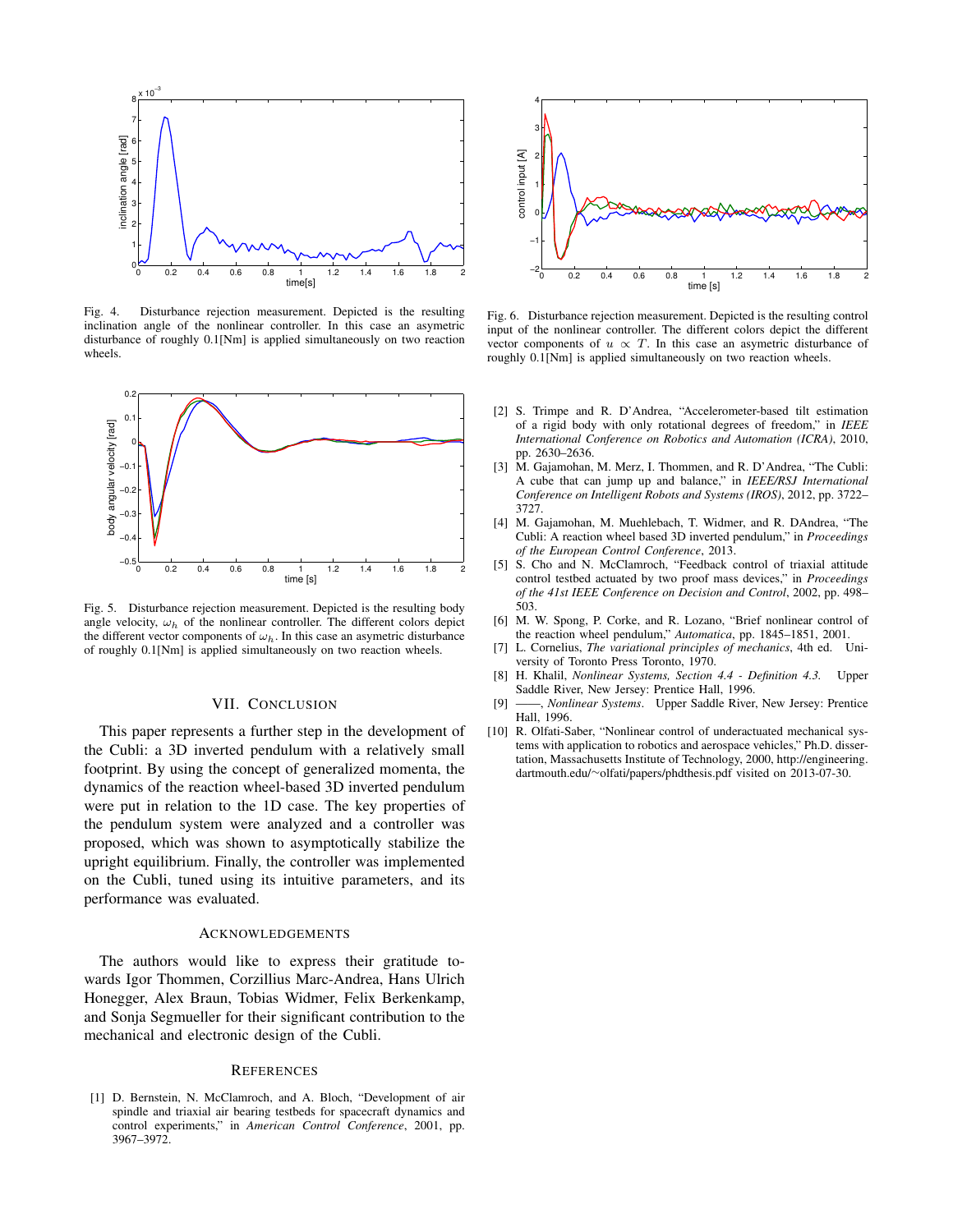x 10^-3

8
7
6
5
4
3
2
1
0

inclination angle [rad]

0 0.2 0.4 0.6 0.8 1 1.2 1.4 1.6 1.8 2

time[s]

Fig. 4. Disturbance rejection measurement. Depicted is the resulting inclination angle of the nonlinear controller. In this case an asymetric disturbance of roughly 0.1[Nm] is applied simultaneously on two reaction wheels.

0.2
0.1
0
−0.1
−0.2
−0.3
−0.4
−0.5

body angular velocity [rad]

0 0.2 0.4 0.6 0.8 1 1.2 1.4 1.6 1.8 2

time [s]

Fig. 5. Disturbance rejection measurement. Depicted is the resulting body angle velocity, $\omega_h$ of the nonlinear controller. The different colors depict the different vector components of $\omega_h$. In this case an asymetric disturbance of roughly 0.1[Nm] is applied simultaneously on two reaction wheels.

## VII. Conclusion

This paper represents a further step in the development of the Cubli: a 3D inverted pendulum with a relatively small footprint. By using the concept of generalized momenta, the dynamics of the reaction wheel-based 3D inverted pendulum were put in relation to the 1D case. The key properties of the pendulum system were analyzed and a controller was proposed, which was shown to asymptotically stabilize the upright equilibrium. Finally, the controller was implemented on the Cubli, tuned using its intuitive parameters, and its performance was evaluated.

## Acknowledgements

The authors would like to express their gratitude towards Igor Thommen, Corzillius Marc-Andrea, Hans Ulrich Honegger, Alex Braun, Tobias Widmer, Felix Berkenkamp, and Sonja Segmueller for their significant contribution to the mechanical and electronic design of the Cubli.

## References

[1] D. Bernstein, N. McClamroch, and A. Bloch, "Development of air spindle and triaxial air bearing testbeds for spacecraft dynamics and control experiments," in *American Control Conference*, 2001, pp. 3967–3972.

4
3
2
1
0
−1
−2

control input [A]

0 0.2 0.4 0.6 0.8 1 1.2 1.4 1.6 1.8 2

time [s]

Fig. 6. Disturbance rejection measurement. Depicted is the resulting control input of the nonlinear controller. The different colors depict the different vector components of $u \propto T$. In this case an asymetric disturbance of roughly 0.1[Nm] is applied simultaneously on two reaction wheels.

[2] S. Trimpe and R. D'Andrea, "Accelerometer-based tilt estimation of a rigid body with only rotational degrees of freedom," in *IEEE International Conference on Robotics and Automation (ICRA)*, 2010, pp. 2630–2636.

[3] M. Gajamohan, M. Merz, I. Thommen, and R. D'Andrea, "The Cubli: A cube that can jump up and balance," in *IEEE/RSJ International Conference on Intelligent Robots and Systems (IROS)*, 2012, pp. 3722–3727.

[4] M. Gajamohan, M. Muehlebach, T. Widmer, and R. DAndrea, "The Cubli: A reaction wheel based 3D inverted pendulum," in *Proceedings of the European Control Conference*, 2013.

[5] S. Cho and N. McClamroch, "Feedback control of triaxial attitude control testbed actuated by two proof mass devices," in *Proceedings of the 41st IEEE Conference on Decision and Control*, 2002, pp. 498–503.

[6] M. W. Spong, P. Corke, and R. Lozano, "Brief nonlinear control of the reaction wheel pendulum," *Automatica*, pp. 1845–1851, 2001.

[7] L. Cornelius, *The variational principles of mechanics*, 4th ed. University of Toronto Press Toronto, 1970.

[8] H. Khalil, *Nonlinear Systems, Section 4.4 - Definition 4.3.* Upper Saddle River, New Jersey: Prentice Hall, 1996.

[9] ——, *Nonlinear Systems*. Upper Saddle River, New Jersey: Prentice Hall, 1996.

[10] R. Olfati-Saber, "Nonlinear control of underactuated mechanical systems with application to robotics and aerospace vehicles," Ph.D. dissertation, Massachusetts Institute of Technology, 2000, http://engineering.dartmouth.edu/~olfati/papers/phdthesis.pdf visited on 2013-07-30.